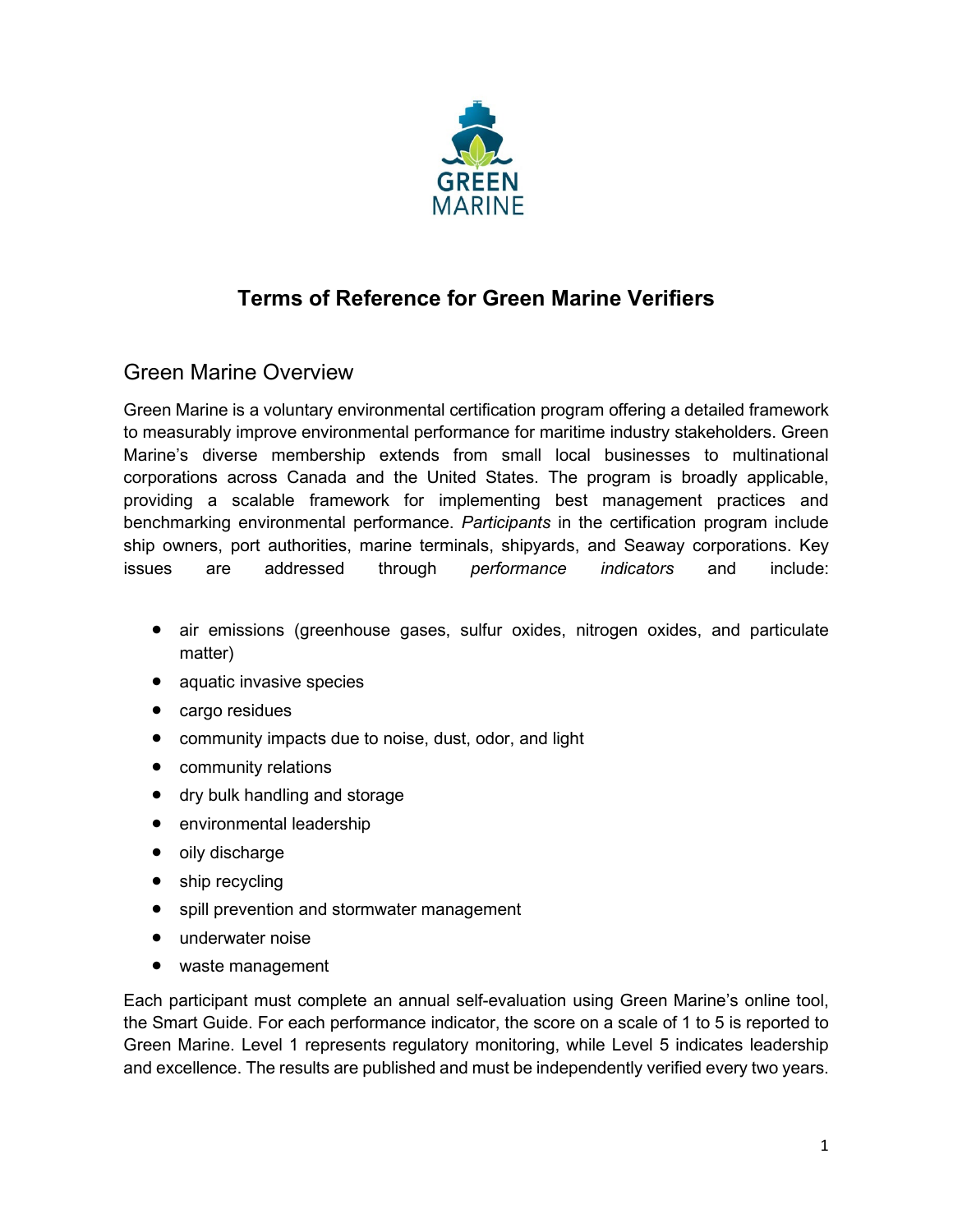# Terms of Reference for Green Marine Verifiers

## Green Marine Overview

Green Marine is a voluntary environmental certification program offering a detailed framework to measurably improve environmental performance for maritime industry stakeholders. Green Marine's diverse membership extends from small local businesses to multinational corporations across Canada and the United States. The program is broadly applicable, providing a scalable framework for implementing best management practices and benchmarking environmental performance. *Participants* in the certification program include ship owners, port authorities, marine terminals, shipyards, and Seaway corporations. Key issues are addressed through *performance indicators* and include:

- air emissions (greenhouse gases, sulfur oxides, nitrogen oxides, and particulate matter)
- aquatic invasive species
- cargo residues
- community impacts due to noise, dust, odor, and light
- community relations
- dry bulk handling and storage
- environmental leadership
- oily discharge
- ship recycling
- spill prevention and stormwater management
- underwater noise
- waste management

Each participant must complete an annual self-evaluation using Green Marine's online tool, the Smart Guide. For each performance indicator, the score on a scale of 1 to 5 is reported to Green Marine. Level 1 represents regulatory monitoring, while Level 5 indicates leadership and excellence. The results are published and must be independently verified every two years.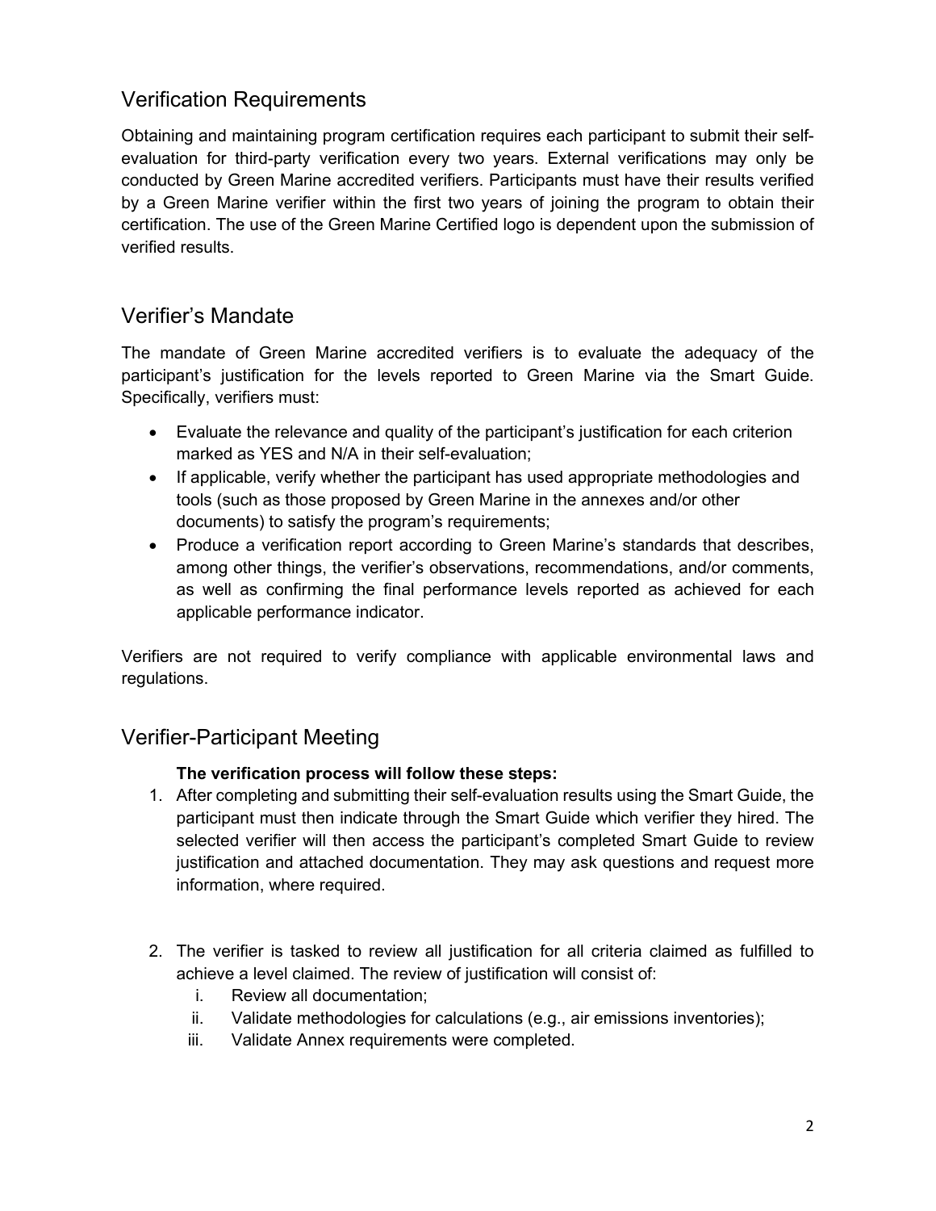## Verification Requirements

Obtaining and maintaining program certification requires each participant to submit their self-evaluation for third-party verification every two years. External verifications may only be conducted by Green Marine accredited verifiers. Participants must have their results verified by a Green Marine verifier within the first two years of joining the program to obtain their certification. The use of the Green Marine Certified logo is dependent upon the submission of verified results.

## Verifier's Mandate

The mandate of Green Marine accredited verifiers is to evaluate the adequacy of the participant's justification for the levels reported to Green Marine via the Smart Guide. Specifically, verifiers must:

- Evaluate the relevance and quality of the participant's justification for each criterion marked as YES and N/A in their self-evaluation;
- If applicable, verify whether the participant has used appropriate methodologies and tools (such as those proposed by Green Marine in the annexes and/or other documents) to satisfy the program's requirements;
- Produce a verification report according to Green Marine's standards that describes, among other things, the verifier's observations, recommendations, and/or comments, as well as confirming the final performance levels reported as achieved for each applicable performance indicator.

Verifiers are not required to verify compliance with applicable environmental laws and regulations.

## Verifier-Participant Meeting

**The verification process will follow these steps:**

1. After completing and submitting their self-evaluation results using the Smart Guide, the participant must then indicate through the Smart Guide which verifier they hired. The selected verifier will then access the participant's completed Smart Guide to review justification and attached documentation. They may ask questions and request more information, where required.

2. The verifier is tasked to review all justification for all criteria claimed as fulfilled to achieve a level claimed. The review of justification will consist of:
   i. Review all documentation;
   ii. Validate methodologies for calculations (e.g., air emissions inventories);
   iii. Validate Annex requirements were completed.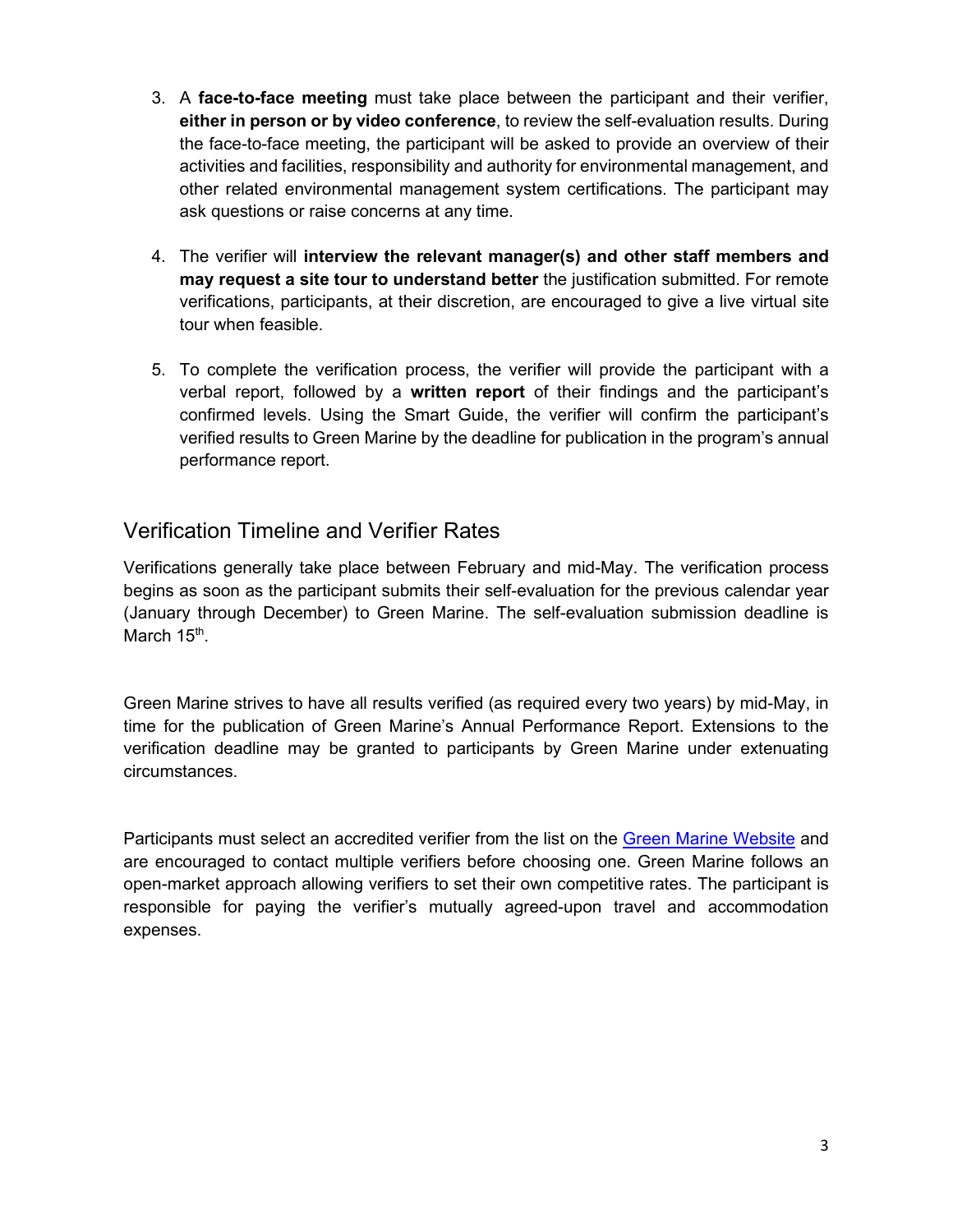3. A **face-to-face meeting** must take place between the participant and their verifier, **either in person or by video conference**, to review the self-evaluation results. During the face-to-face meeting, the participant will be asked to provide an overview of their activities and facilities, responsibility and authority for environmental management, and other related environmental management system certifications. The participant may ask questions or raise concerns at any time.

4. The verifier will **interview the relevant manager(s) and other staff members and may request a site tour to understand better** the justification submitted. For remote verifications, participants, at their discretion, are encouraged to give a live virtual site tour when feasible.

5. To complete the verification process, the verifier will provide the participant with a verbal report, followed by a **written report** of their findings and the participant's confirmed levels. Using the Smart Guide, the verifier will confirm the participant's verified results to Green Marine by the deadline for publication in the program's annual performance report.

## Verification Timeline and Verifier Rates

Verifications generally take place between February and mid-May. The verification process begins as soon as the participant submits their self-evaluation for the previous calendar year (January through December) to Green Marine. The self-evaluation submission deadline is March 15th.

Green Marine strives to have all results verified (as required every two years) by mid-May, in time for the publication of Green Marine's Annual Performance Report. Extensions to the verification deadline may be granted to participants by Green Marine under extenuating circumstances.

Participants must select an accredited verifier from the list on the Green Marine Website and are encouraged to contact multiple verifiers before choosing one. Green Marine follows an open-market approach allowing verifiers to set their own competitive rates. The participant is responsible for paying the verifier's mutually agreed-upon travel and accommodation expenses.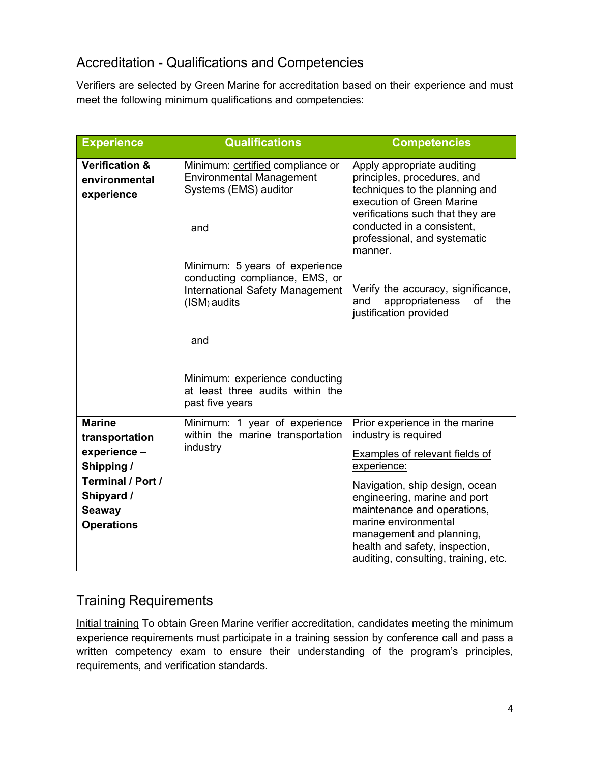## Accreditation - Qualifications and Competencies

Verifiers are selected by Green Marine for accreditation based on their experience and must meet the following minimum qualifications and competencies:

| Experience | Qualifications | Competencies |
|---|---|---|
| **Verification & environmental experience** | Minimum: certified compliance or Environmental Management Systems (EMS) auditor<br><br>and<br><br>Minimum: 5 years of experience conducting compliance, EMS, or International Safety Management (ISM) audits<br><br>and<br><br>Minimum: experience conducting at least three audits within the past five years | Apply appropriate auditing principles, procedures, and techniques to the planning and execution of Green Marine verifications such that they are conducted in a consistent, professional, and systematic manner.<br><br>Verify the accuracy, significance, and appropriateness of the justification provided |
| **Marine transportation experience – Shipping / Terminal / Port / Shipyard / Seaway Operations** | Minimum: 1 year of experience within the marine transportation industry | Prior experience in the marine industry is required<br><br>Examples of relevant fields of experience:<br><br>Navigation, ship design, ocean engineering, marine and port maintenance and operations, marine environmental management and planning, health and safety, inspection, auditing, consulting, training, etc. |

## Training Requirements

Initial training To obtain Green Marine verifier accreditation, candidates meeting the minimum experience requirements must participate in a training session by conference call and pass a written competency exam to ensure their understanding of the program's principles, requirements, and verification standards.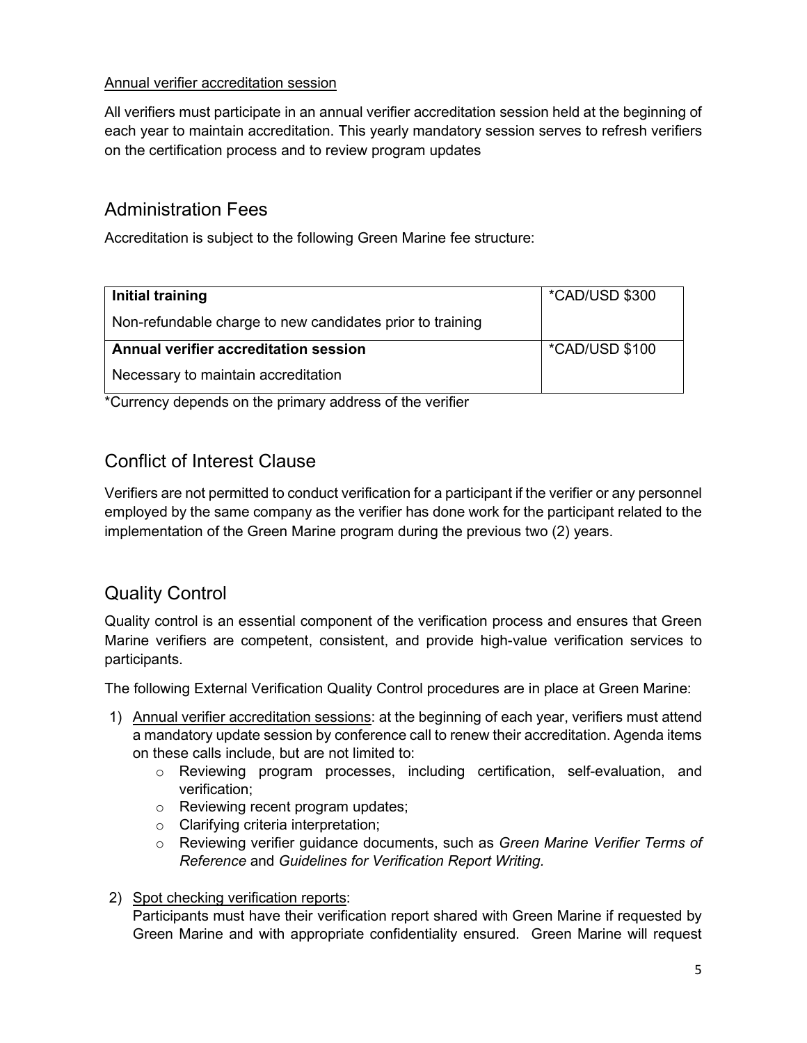Annual verifier accreditation session

All verifiers must participate in an annual verifier accreditation session held at the beginning of each year to maintain accreditation. This yearly mandatory session serves to refresh verifiers on the certification process and to review program updates

## Administration Fees

Accreditation is subject to the following Green Marine fee structure:

| | |
|---|---|
| **Initial training**<br>Non-refundable charge to new candidates prior to training | *CAD/USD $300 |
| **Annual verifier accreditation session**<br>Necessary to maintain accreditation | *CAD/USD $100 |

*Currency depends on the primary address of the verifier

## Conflict of Interest Clause

Verifiers are not permitted to conduct verification for a participant if the verifier or any personnel employed by the same company as the verifier has done work for the participant related to the implementation of the Green Marine program during the previous two (2) years.

## Quality Control

Quality control is an essential component of the verification process and ensures that Green Marine verifiers are competent, consistent, and provide high-value verification services to participants.

The following External Verification Quality Control procedures are in place at Green Marine:

1) Annual verifier accreditation sessions: at the beginning of each year, verifiers must attend a mandatory update session by conference call to renew their accreditation. Agenda items on these calls include, but are not limited to:
    - Reviewing program processes, including certification, self-evaluation, and verification;
    - Reviewing recent program updates;
    - Clarifying criteria interpretation;
    - Reviewing verifier guidance documents, such as *Green Marine Verifier Terms of Reference* and *Guidelines for Verification Report Writing.*

2) Spot checking verification reports:
   Participants must have their verification report shared with Green Marine if requested by Green Marine and with appropriate confidentiality ensured. Green Marine will request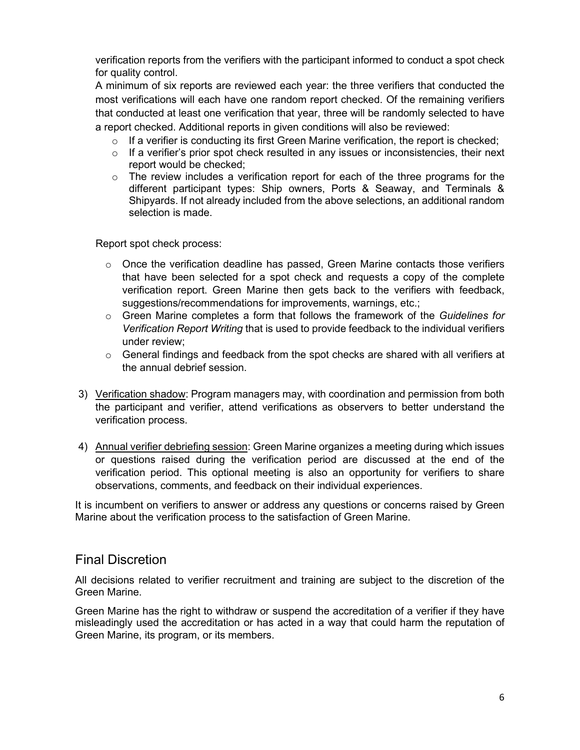verification reports from the verifiers with the participant informed to conduct a spot check for quality control.

A minimum of six reports are reviewed each year: the three verifiers that conducted the most verifications will each have one random report checked. Of the remaining verifiers that conducted at least one verification that year, three will be randomly selected to have a report checked. Additional reports in given conditions will also be reviewed:

- If a verifier is conducting its first Green Marine verification, the report is checked;
- If a verifier's prior spot check resulted in any issues or inconsistencies, their next report would be checked;
- The review includes a verification report for each of the three programs for the different participant types: Ship owners, Ports & Seaway, and Terminals & Shipyards. If not already included from the above selections, an additional random selection is made.

Report spot check process:

- Once the verification deadline has passed, Green Marine contacts those verifiers that have been selected for a spot check and requests a copy of the complete verification report. Green Marine then gets back to the verifiers with feedback, suggestions/recommendations for improvements, warnings, etc.;
- Green Marine completes a form that follows the framework of the *Guidelines for Verification Report Writing* that is used to provide feedback to the individual verifiers under review;
- General findings and feedback from the spot checks are shared with all verifiers at the annual debrief session.

3) Verification shadow: Program managers may, with coordination and permission from both the participant and verifier, attend verifications as observers to better understand the verification process.

4) Annual verifier debriefing session: Green Marine organizes a meeting during which issues or questions raised during the verification period are discussed at the end of the verification period. This optional meeting is also an opportunity for verifiers to share observations, comments, and feedback on their individual experiences.

It is incumbent on verifiers to answer or address any questions or concerns raised by Green Marine about the verification process to the satisfaction of Green Marine.

## Final Discretion

All decisions related to verifier recruitment and training are subject to the discretion of the Green Marine.

Green Marine has the right to withdraw or suspend the accreditation of a verifier if they have misleadingly used the accreditation or has acted in a way that could harm the reputation of Green Marine, its program, or its members.